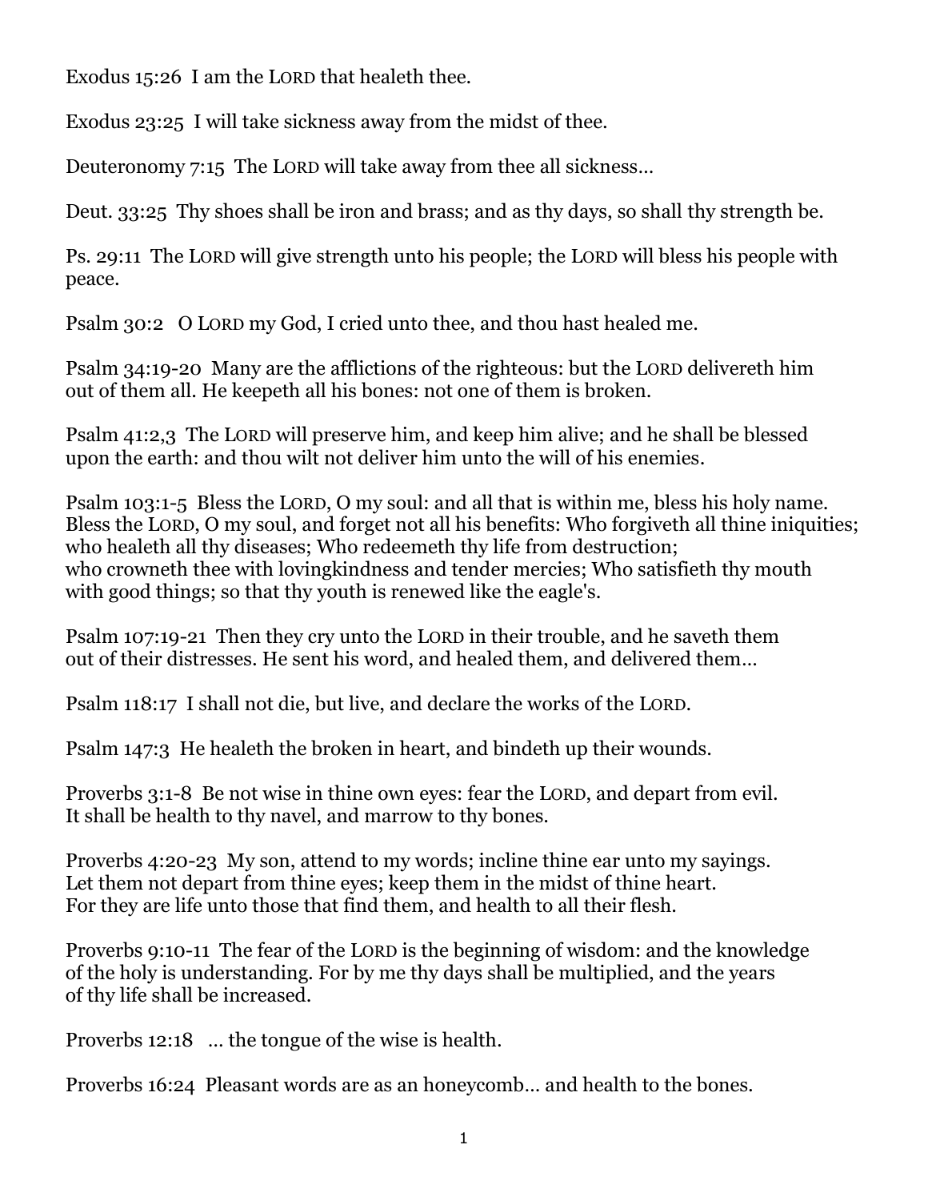Exodus 15:26  I am the LORD that healeth thee.

Exodus 23:25  I will take sickness away from the midst of thee.

Deuteronomy 7:15  The LORD will take away from thee all sickness…

Deut. 33:25  Thy shoes shall be iron and brass; and as thy days, so shall thy strength be.

Ps. 29:11  The LORD will give strength unto his people; the LORD will bless his people with peace.

Psalm 30:2   O LORD my God, I cried unto thee, and thou hast healed me.

Psalm 34:19-20  Many are the afflictions of the righteous: but the LORD delivereth him out of them all. He keepeth all his bones: not one of them is broken.

Psalm 41:2,3  The LORD will preserve him, and keep him alive; and he shall be blessed upon the earth: and thou wilt not deliver him unto the will of his enemies.

Psalm 103:1-5  Bless the LORD, O my soul: and all that is within me, bless his holy name. Bless the LORD, O my soul, and forget not all his benefits: Who forgiveth all thine iniquities; who healeth all thy diseases; Who redeemeth thy life from destruction; who crowneth thee with lovingkindness and tender mercies; Who satisfieth thy mouth with good things; so that thy youth is renewed like the eagle's.

Psalm 107:19-21  Then they cry unto the LORD in their trouble, and he saveth them out of their distresses. He sent his word, and healed them, and delivered them…

Psalm 118:17  I shall not die, but live, and declare the works of the LORD.

Psalm 147:3  He healeth the broken in heart, and bindeth up their wounds.

Proverbs 3:1-8  Be not wise in thine own eyes: fear the LORD, and depart from evil. It shall be health to thy navel, and marrow to thy bones.

Proverbs 4:20-23  My son, attend to my words; incline thine ear unto my sayings. Let them not depart from thine eyes; keep them in the midst of thine heart. For they are life unto those that find them, and health to all their flesh.

Proverbs 9:10-11  The fear of the LORD is the beginning of wisdom: and the knowledge of the holy is understanding. For by me thy days shall be multiplied, and the years of thy life shall be increased.

Proverbs 12:18   … the tongue of the wise is health.

Proverbs 16:24  Pleasant words are as an honeycomb… and health to the bones.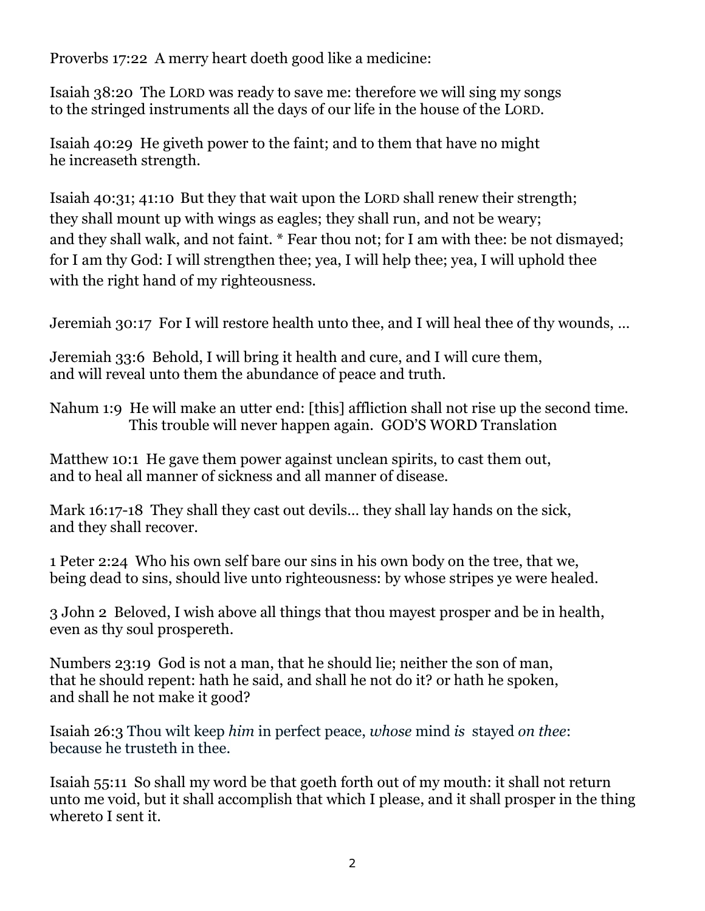Proverbs 17:22  A merry heart doeth good like a medicine:

Isaiah 38:20  The LORD was ready to save me: therefore we will sing my songs to the stringed instruments all the days of our life in the house of the LORD.

Isaiah 40:29  He giveth power to the faint; and to them that have no might he increaseth strength.

Isaiah 40:31; 41:10  But they that wait upon the LORD shall renew their strength; they shall mount up with wings as eagles; they shall run, and not be weary; and they shall walk, and not faint. * Fear thou not; for I am with thee: be not dismayed; for I am thy God: I will strengthen thee; yea, I will help thee; yea, I will uphold thee with the right hand of my righteousness.

Jeremiah 30:17  For I will restore health unto thee, and I will heal thee of thy wounds, …

Jeremiah 33:6  Behold, I will bring it health and cure, and I will cure them, and will reveal unto them the abundance of peace and truth.

Nahum 1:9  He will make an utter end: [this] affliction shall not rise up the second time.
This trouble will never happen again.  GOD'S WORD Translation

Matthew 10:1  He gave them power against unclean spirits, to cast them out, and to heal all manner of sickness and all manner of disease.

Mark 16:17-18  They shall they cast out devils… they shall lay hands on the sick, and they shall recover.

1 Peter 2:24  Who his own self bare our sins in his own body on the tree, that we, being dead to sins, should live unto righteousness: by whose stripes ye were healed.

3 John 2  Beloved, I wish above all things that thou mayest prosper and be in health, even as thy soul prospereth.

Numbers 23:19  God is not a man, that he should lie; neither the son of man, that he should repent: hath he said, and shall he not do it? or hath he spoken, and shall he not make it good?

Isaiah 26:3 Thou wilt keep *him* in perfect peace, *whose* mind *is* stayed *on thee*: because he trusteth in thee.

Isaiah 55:11  So shall my word be that goeth forth out of my mouth: it shall not return unto me void, but it shall accomplish that which I please, and it shall prosper in the thing whereto I sent it.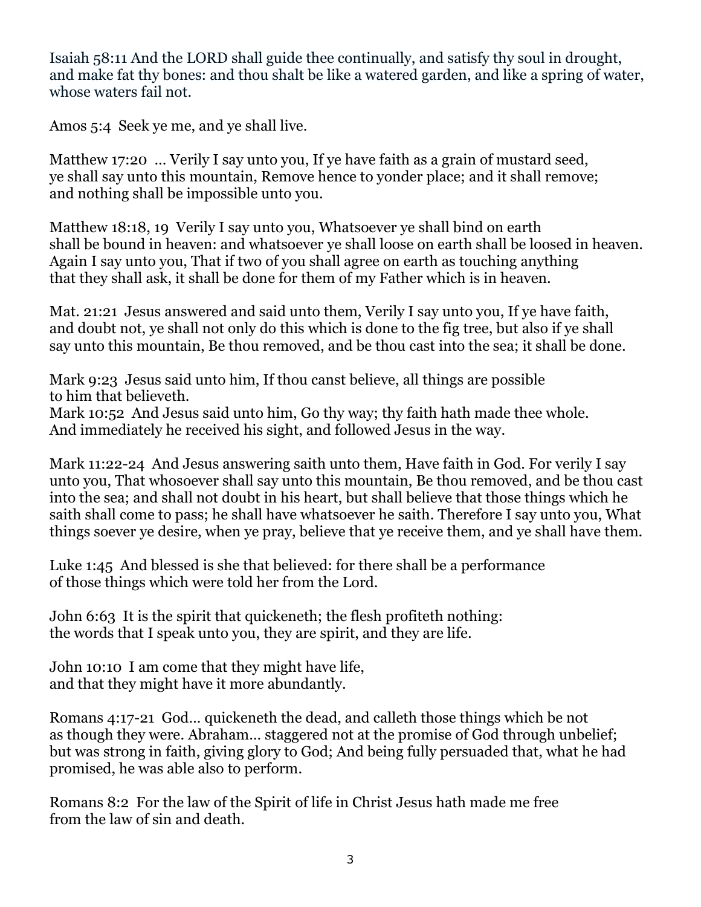Isaiah 58:11 And the LORD shall guide thee continually, and satisfy thy soul in drought, and make fat thy bones: and thou shalt be like a watered garden, and like a spring of water, whose waters fail not.

Amos 5:4 Seek ye me, and ye shall live.

Matthew 17:20 … Verily I say unto you, If ye have faith as a grain of mustard seed, ye shall say unto this mountain, Remove hence to yonder place; and it shall remove; and nothing shall be impossible unto you.

Matthew 18:18, 19 Verily I say unto you, Whatsoever ye shall bind on earth shall be bound in heaven: and whatsoever ye shall loose on earth shall be loosed in heaven. Again I say unto you, That if two of you shall agree on earth as touching anything that they shall ask, it shall be done for them of my Father which is in heaven.

Mat. 21:21 Jesus answered and said unto them, Verily I say unto you, If ye have faith, and doubt not, ye shall not only do this which is done to the fig tree, but also if ye shall say unto this mountain, Be thou removed, and be thou cast into the sea; it shall be done.

Mark 9:23 Jesus said unto him, If thou canst believe, all things are possible to him that believeth.
Mark 10:52 And Jesus said unto him, Go thy way; thy faith hath made thee whole. And immediately he received his sight, and followed Jesus in the way.

Mark 11:22-24 And Jesus answering saith unto them, Have faith in God. For verily I say unto you, That whosoever shall say unto this mountain, Be thou removed, and be thou cast into the sea; and shall not doubt in his heart, but shall believe that those things which he saith shall come to pass; he shall have whatsoever he saith. Therefore I say unto you, What things soever ye desire, when ye pray, believe that ye receive them, and ye shall have them.

Luke 1:45 And blessed is she that believed: for there shall be a performance of those things which were told her from the Lord.

John 6:63 It is the spirit that quickeneth; the flesh profiteth nothing: the words that I speak unto you, they are spirit, and they are life.

John 10:10 I am come that they might have life, and that they might have it more abundantly.

Romans 4:17-21 God… quickeneth the dead, and calleth those things which be not as though they were. Abraham… staggered not at the promise of God through unbelief; but was strong in faith, giving glory to God; And being fully persuaded that, what he had promised, he was able also to perform.

Romans 8:2 For the law of the Spirit of life in Christ Jesus hath made me free from the law of sin and death.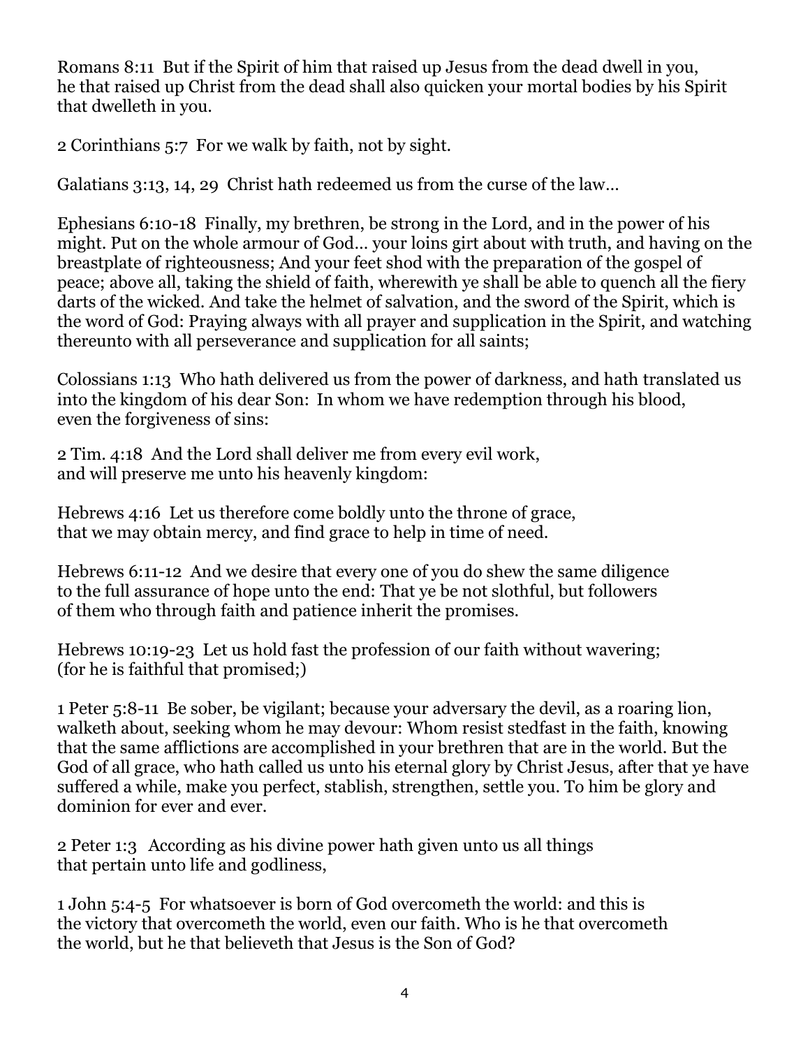Romans 8:11  But if the Spirit of him that raised up Jesus from the dead dwell in you, he that raised up Christ from the dead shall also quicken your mortal bodies by his Spirit that dwelleth in you.

2 Corinthians 5:7  For we walk by faith, not by sight.

Galatians 3:13, 14, 29  Christ hath redeemed us from the curse of the law…

Ephesians 6:10-18  Finally, my brethren, be strong in the Lord, and in the power of his might. Put on the whole armour of God… your loins girt about with truth, and having on the breastplate of righteousness; And your feet shod with the preparation of the gospel of peace; above all, taking the shield of faith, wherewith ye shall be able to quench all the fiery darts of the wicked. And take the helmet of salvation, and the sword of the Spirit, which is the word of God: Praying always with all prayer and supplication in the Spirit, and watching thereunto with all perseverance and supplication for all saints;

Colossians 1:13  Who hath delivered us from the power of darkness, and hath translated us into the kingdom of his dear Son:  In whom we have redemption through his blood, even the forgiveness of sins:

2 Tim. 4:18  And the Lord shall deliver me from every evil work, and will preserve me unto his heavenly kingdom:

Hebrews 4:16  Let us therefore come boldly unto the throne of grace, that we may obtain mercy, and find grace to help in time of need.

Hebrews 6:11-12  And we desire that every one of you do shew the same diligence to the full assurance of hope unto the end: That ye be not slothful, but followers of them who through faith and patience inherit the promises.

Hebrews 10:19-23  Let us hold fast the profession of our faith without wavering; (for he is faithful that promised;)

1 Peter 5:8-11  Be sober, be vigilant; because your adversary the devil, as a roaring lion, walketh about, seeking whom he may devour: Whom resist stedfast in the faith, knowing that the same afflictions are accomplished in your brethren that are in the world. But the God of all grace, who hath called us unto his eternal glory by Christ Jesus, after that ye have suffered a while, make you perfect, stablish, strengthen, settle you. To him be glory and dominion for ever and ever.

2 Peter 1:3   According as his divine power hath given unto us all things that pertain unto life and godliness,

1 John 5:4-5  For whatsoever is born of God overcometh the world: and this is the victory that overcometh the world, even our faith. Who is he that overcometh the world, but he that believeth that Jesus is the Son of God?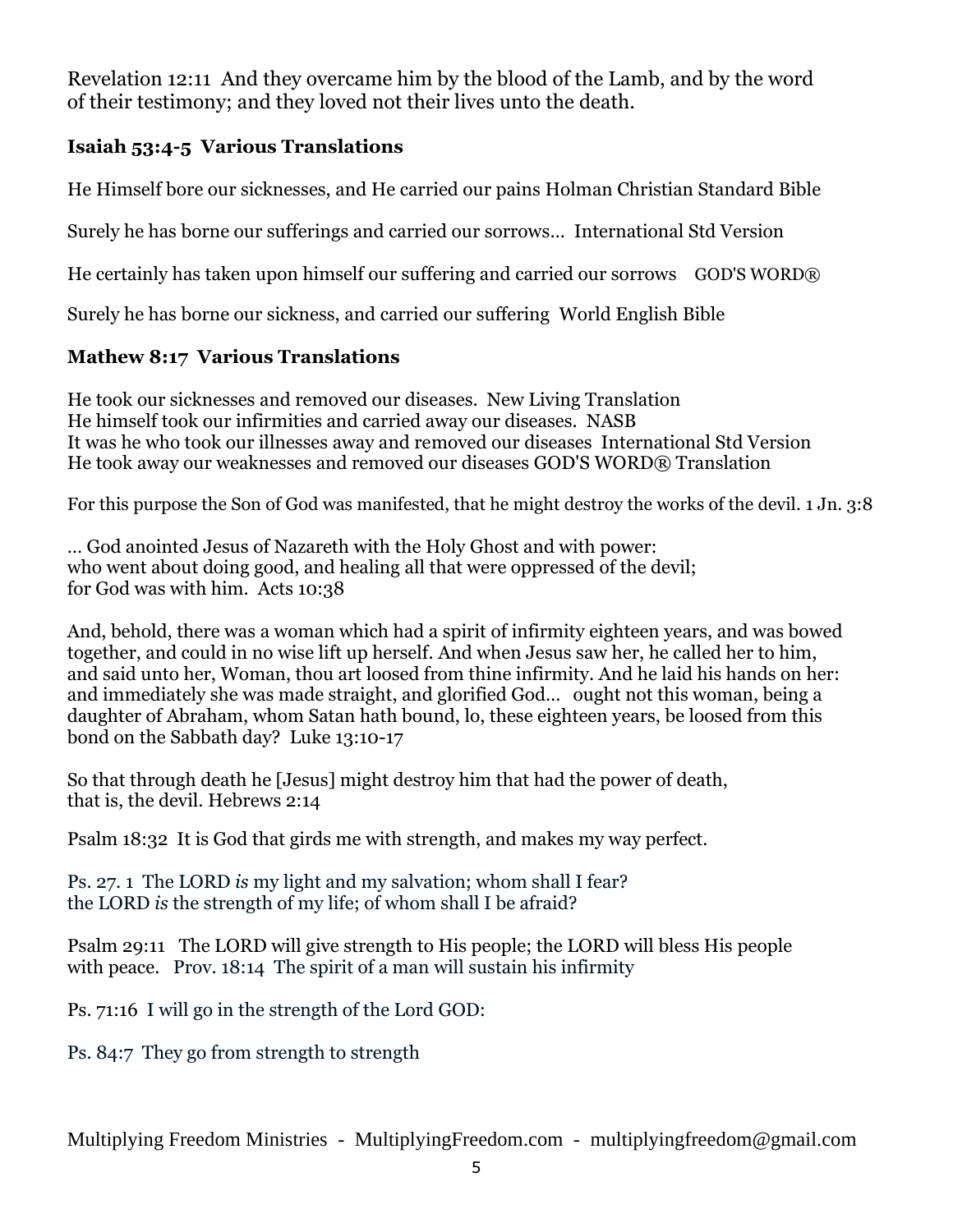Revelation 12:11 And they overcame him by the blood of the Lamb, and by the word of their testimony; and they loved not their lives unto the death.

**Isaiah 53:4-5 Various Translations**

He Himself bore our sicknesses, and He carried our pains Holman Christian Standard Bible

Surely he has borne our sufferings and carried our sorrows… International Std Version

He certainly has taken upon himself our suffering and carried our sorrows GOD'S WORD®

Surely he has borne our sickness, and carried our suffering World English Bible

**Mathew 8:17 Various Translations**

He took our sicknesses and removed our diseases. New Living Translation
He himself took our infirmities and carried away our diseases. NASB
It was he who took our illnesses away and removed our diseases International Std Version
He took away our weaknesses and removed our diseases GOD'S WORD® Translation

For this purpose the Son of God was manifested, that he might destroy the works of the devil. 1 Jn. 3:8

… God anointed Jesus of Nazareth with the Holy Ghost and with power:
who went about doing good, and healing all that were oppressed of the devil;
for God was with him. Acts 10:38

And, behold, there was a woman which had a spirit of infirmity eighteen years, and was bowed together, and could in no wise lift up herself. And when Jesus saw her, he called her to him, and said unto her, Woman, thou art loosed from thine infirmity. And he laid his hands on her: and immediately she was made straight, and glorified God… ought not this woman, being a daughter of Abraham, whom Satan hath bound, lo, these eighteen years, be loosed from this bond on the Sabbath day? Luke 13:10-17

So that through death he [Jesus] might destroy him that had the power of death,
that is, the devil. Hebrews 2:14

Psalm 18:32 It is God that girds me with strength, and makes my way perfect.

Ps. 27. 1 The LORD *is* my light and my salvation; whom shall I fear?
the LORD *is* the strength of my life; of whom shall I be afraid?

Psalm 29:11 The LORD will give strength to His people; the LORD will bless His people with peace. Prov. 18:14 The spirit of a man will sustain his infirmity

Ps. 71:16 I will go in the strength of the Lord GOD:

Ps. 84:7 They go from strength to strength

Multiplying Freedom Ministries - MultiplyingFreedom.com - multiplyingfreedom@gmail.com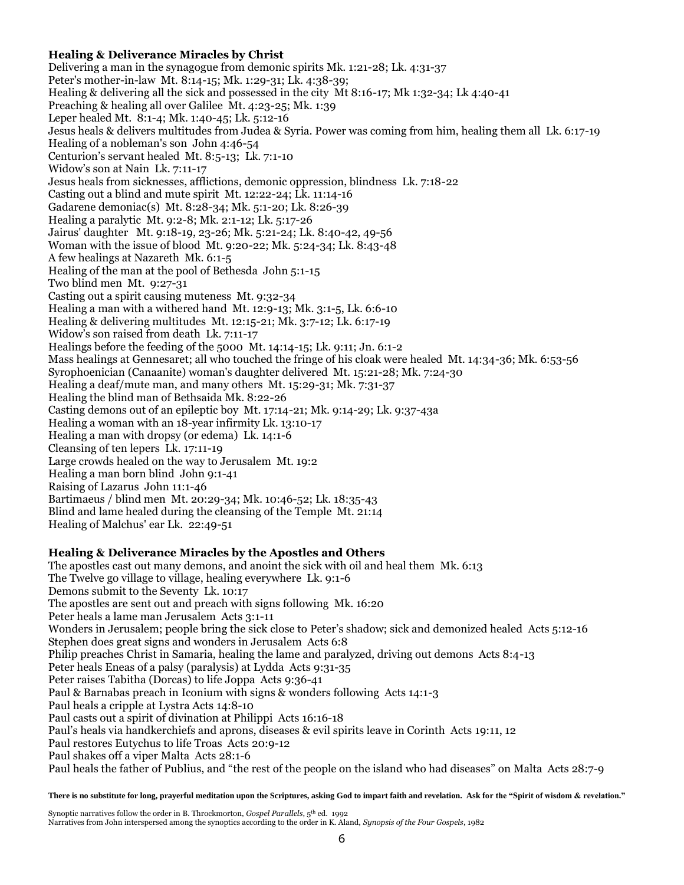**Healing & Deliverance Miracles by Christ**

Delivering a man in the synagogue from demonic spirits Mk. 1:21-28; Lk. 4:31-37
Peter's mother-in-law Mt. 8:14-15; Mk. 1:29-31; Lk. 4:38-39;
Healing & delivering all the sick and possessed in the city Mt 8:16-17; Mk 1:32-34; Lk 4:40-41
Preaching & healing all over Galilee Mt. 4:23-25; Mk. 1:39
Leper healed Mt. 8:1-4; Mk. 1:40-45; Lk. 5:12-16
Jesus heals & delivers multitudes from Judea & Syria. Power was coming from him, healing them all Lk. 6:17-19
Healing of a nobleman's son John 4:46-54
Centurion's servant healed Mt. 8:5-13; Lk. 7:1-10
Widow's son at Nain Lk. 7:11-17
Jesus heals from sicknesses, afflictions, demonic oppression, blindness Lk. 7:18-22
Casting out a blind and mute spirit Mt. 12:22-24; Lk. 11:14-16
Gadarene demoniac(s) Mt. 8:28-34; Mk. 5:1-20; Lk. 8:26-39
Healing a paralytic Mt. 9:2-8; Mk. 2:1-12; Lk. 5:17-26
Jairus' daughter Mt. 9:18-19, 23-26; Mk. 5:21-24; Lk. 8:40-42, 49-56
Woman with the issue of blood Mt. 9:20-22; Mk. 5:24-34; Lk. 8:43-48
A few healings at Nazareth Mk. 6:1-5
Healing of the man at the pool of Bethesda John 5:1-15
Two blind men Mt. 9:27-31
Casting out a spirit causing muteness Mt. 9:32-34
Healing a man with a withered hand Mt. 12:9-13; Mk. 3:1-5, Lk. 6:6-10
Healing & delivering multitudes Mt. 12:15-21; Mk. 3:7-12; Lk. 6:17-19
Widow's son raised from death Lk. 7:11-17
Healings before the feeding of the 5000 Mt. 14:14-15; Lk. 9:11; Jn. 6:1-2
Mass healings at Gennesaret; all who touched the fringe of his cloak were healed Mt. 14:34-36; Mk. 6:53-56
Syrophoenician (Canaanite) woman's daughter delivered Mt. 15:21-28; Mk. 7:24-30
Healing a deaf/mute man, and many others Mt. 15:29-31; Mk. 7:31-37
Healing the blind man of Bethsaida Mk. 8:22-26
Casting demons out of an epileptic boy Mt. 17:14-21; Mk. 9:14-29; Lk. 9:37-43a
Healing a woman with an 18-year infirmity Lk. 13:10-17
Healing a man with dropsy (or edema) Lk. 14:1-6
Cleansing of ten lepers Lk. 17:11-19
Large crowds healed on the way to Jerusalem Mt. 19:2
Healing a man born blind John 9:1-41
Raising of Lazarus John 11:1-46
Bartimaeus / blind men Mt. 20:29-34; Mk. 10:46-52; Lk. 18:35-43
Blind and lame healed during the cleansing of the Temple Mt. 21:14
Healing of Malchus' ear Lk. 22:49-51

**Healing & Deliverance Miracles by the Apostles and Others**

The apostles cast out many demons, and anoint the sick with oil and heal them Mk. 6:13
The Twelve go village to village, healing everywhere Lk. 9:1-6
Demons submit to the Seventy Lk. 10:17
The apostles are sent out and preach with signs following Mk. 16:20
Peter heals a lame man Jerusalem Acts 3:1-11
Wonders in Jerusalem; people bring the sick close to Peter's shadow; sick and demonized healed Acts 5:12-16
Stephen does great signs and wonders in Jerusalem Acts 6:8
Philip preaches Christ in Samaria, healing the lame and paralyzed, driving out demons Acts 8:4-13
Peter heals Eneas of a palsy (paralysis) at Lydda Acts 9:31-35
Peter raises Tabitha (Dorcas) to life Joppa Acts 9:36-41
Paul & Barnabas preach in Iconium with signs & wonders following Acts 14:1-3
Paul heals a cripple at Lystra Acts 14:8-10
Paul casts out a spirit of divination at Philippi Acts 16:16-18
Paul's heals via handkerchiefs and aprons, diseases & evil spirits leave in Corinth Acts 19:11, 12
Paul restores Eutychus to life Troas Acts 20:9-12
Paul shakes off a viper Malta Acts 28:1-6
Paul heals the father of Publius, and "the rest of the people on the island who had diseases" on Malta Acts 28:7-9

**There is no substitute for long, prayerful meditation upon the Scriptures, asking God to impart faith and revelation. Ask for the "Spirit of wisdom & revelation."**

Synoptic narratives follow the order in B. Throckmorton, *Gospel Parallels*, 5th ed. 1992
Narratives from John interspersed among the synoptics according to the order in K. Aland, *Synopsis of the Four Gospels*, 1982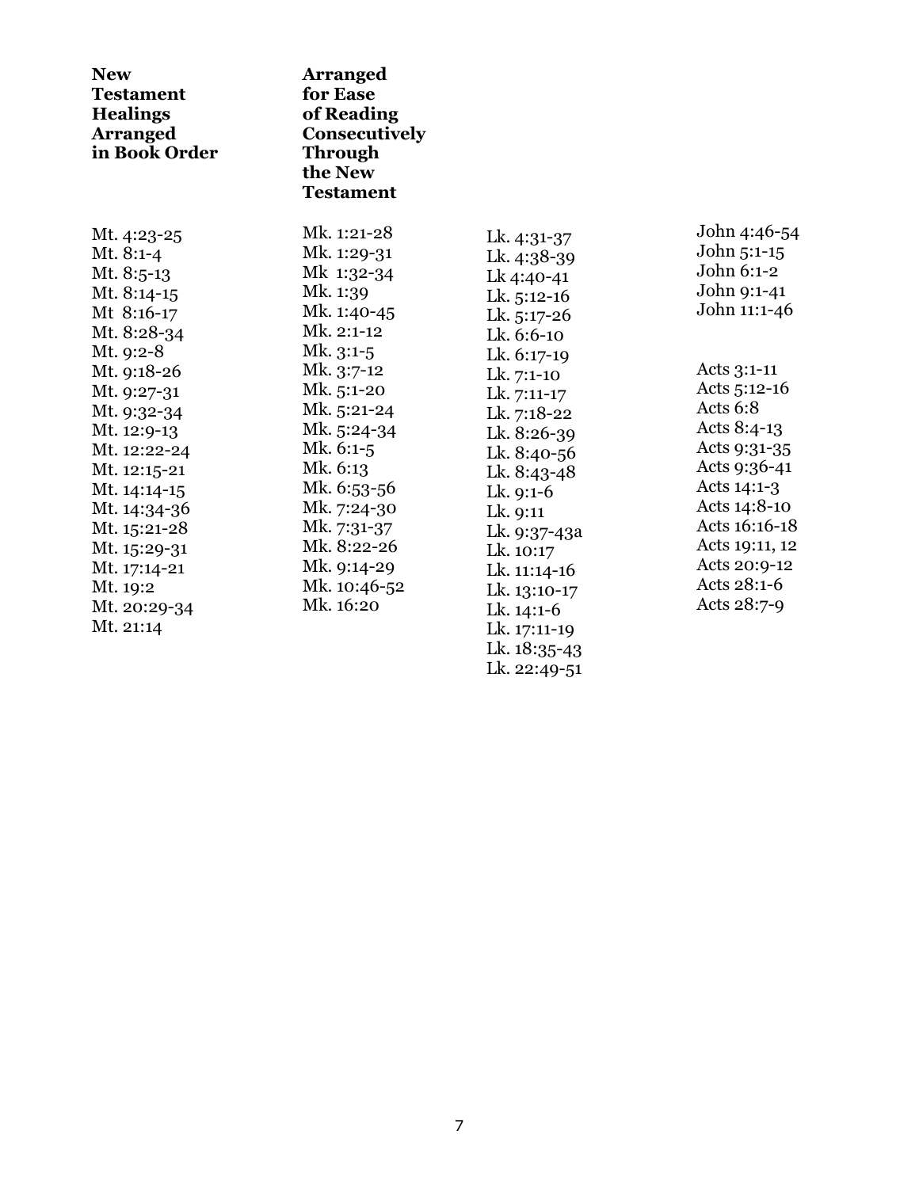**New Testament Healings Arranged in Book Order**

**Arranged for Ease of Reading Consecutively Through the New Testament**

Mt. 4:23-25
Mt. 8:1-4
Mt. 8:5-13
Mt. 8:14-15
Mt 8:16-17
Mt. 8:28-34
Mt. 9:2-8
Mt. 9:18-26
Mt. 9:27-31
Mt. 9:32-34
Mt. 12:9-13
Mt. 12:22-24
Mt. 12:15-21
Mt. 14:14-15
Mt. 14:34-36
Mt. 15:21-28
Mt. 15:29-31
Mt. 17:14-21
Mt. 19:2
Mt. 20:29-34
Mt. 21:14

Mk. 1:21-28
Mk. 1:29-31
Mk 1:32-34
Mk. 1:39
Mk. 1:40-45
Mk. 2:1-12
Mk. 3:1-5
Mk. 3:7-12
Mk. 5:1-20
Mk. 5:21-24
Mk. 5:24-34
Mk. 6:1-5
Mk. 6:13
Mk. 6:53-56
Mk. 7:24-30
Mk. 7:31-37
Mk. 8:22-26
Mk. 9:14-29
Mk. 10:46-52
Mk. 16:20

Lk. 4:31-37
Lk. 4:38-39
Lk 4:40-41
Lk. 5:12-16
Lk. 5:17-26
Lk. 6:6-10
Lk. 6:17-19
Lk. 7:1-10
Lk. 7:11-17
Lk. 7:18-22
Lk. 8:26-39
Lk. 8:40-56
Lk. 8:43-48
Lk. 9:1-6
Lk. 9:11
Lk. 9:37-43a
Lk. 10:17
Lk. 11:14-16
Lk. 13:10-17
Lk. 14:1-6
Lk. 17:11-19
Lk. 18:35-43
Lk. 22:49-51

John 4:46-54
John 5:1-15
John 6:1-2
John 9:1-41
John 11:1-46

Acts 3:1-11
Acts 5:12-16
Acts 6:8
Acts 8:4-13
Acts 9:31-35
Acts 9:36-41
Acts 14:1-3
Acts 14:8-10
Acts 16:16-18
Acts 19:11, 12
Acts 20:9-12
Acts 28:1-6
Acts 28:7-9